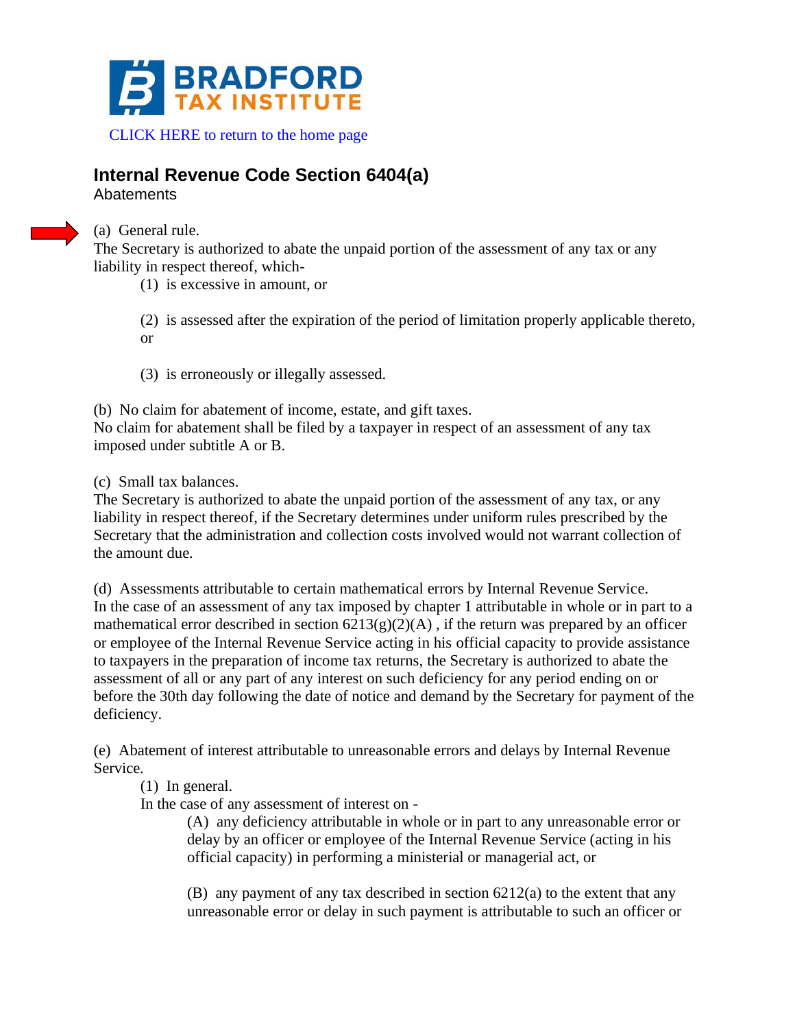CLICK HERE to return to the home page

## Internal Revenue Code Section 6404(a)

Abatements

(a) General rule.
The Secretary is authorized to abate the unpaid portion of the assessment of any tax or any liability in respect thereof, which-

(1) is excessive in amount, or

(2) is assessed after the expiration of the period of limitation properly applicable thereto, or

(3) is erroneously or illegally assessed.

(b) No claim for abatement of income, estate, and gift taxes.
No claim for abatement shall be filed by a taxpayer in respect of an assessment of any tax imposed under subtitle A or B.

(c) Small tax balances.
The Secretary is authorized to abate the unpaid portion of the assessment of any tax, or any liability in respect thereof, if the Secretary determines under uniform rules prescribed by the Secretary that the administration and collection costs involved would not warrant collection of the amount due.

(d) Assessments attributable to certain mathematical errors by Internal Revenue Service.
In the case of an assessment of any tax imposed by chapter 1 attributable in whole or in part to a mathematical error described in section 6213(g)(2)(A) , if the return was prepared by an officer or employee of the Internal Revenue Service acting in his official capacity to provide assistance to taxpayers in the preparation of income tax returns, the Secretary is authorized to abate the assessment of all or any part of any interest on such deficiency for any period ending on or before the 30th day following the date of notice and demand by the Secretary for payment of the deficiency.

(e) Abatement of interest attributable to unreasonable errors and delays by Internal Revenue Service.

(1) In general.
In the case of any assessment of interest on -

(A) any deficiency attributable in whole or in part to any unreasonable error or delay by an officer or employee of the Internal Revenue Service (acting in his official capacity) in performing a ministerial or managerial act, or

(B) any payment of any tax described in section 6212(a) to the extent that any unreasonable error or delay in such payment is attributable to such an officer or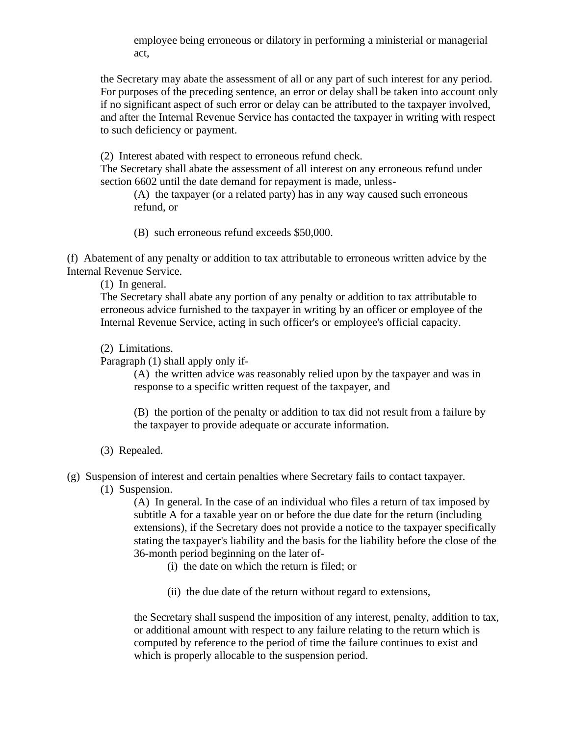employee being erroneous or dilatory in performing a ministerial or managerial act,

the Secretary may abate the assessment of all or any part of such interest for any period. For purposes of the preceding sentence, an error or delay shall be taken into account only if no significant aspect of such error or delay can be attributed to the taxpayer involved, and after the Internal Revenue Service has contacted the taxpayer in writing with respect to such deficiency or payment.

(2) Interest abated with respect to erroneous refund check.
The Secretary shall abate the assessment of all interest on any erroneous refund under section 6602 until the date demand for repayment is made, unless-

(A) the taxpayer (or a related party) has in any way caused such erroneous refund, or

(B) such erroneous refund exceeds $50,000.

(f) Abatement of any penalty or addition to tax attributable to erroneous written advice by the Internal Revenue Service.

(1) In general.
The Secretary shall abate any portion of any penalty or addition to tax attributable to erroneous advice furnished to the taxpayer in writing by an officer or employee of the Internal Revenue Service, acting in such officer's or employee's official capacity.

(2) Limitations.
Paragraph (1) shall apply only if-

(A) the written advice was reasonably relied upon by the taxpayer and was in response to a specific written request of the taxpayer, and

(B) the portion of the penalty or addition to tax did not result from a failure by the taxpayer to provide adequate or accurate information.

(3) Repealed.

(g) Suspension of interest and certain penalties where Secretary fails to contact taxpayer.

(1) Suspension.

(A) In general. In the case of an individual who files a return of tax imposed by subtitle A for a taxable year on or before the due date for the return (including extensions), if the Secretary does not provide a notice to the taxpayer specifically stating the taxpayer's liability and the basis for the liability before the close of the 36-month period beginning on the later of-

(i) the date on which the return is filed; or

(ii) the due date of the return without regard to extensions,

the Secretary shall suspend the imposition of any interest, penalty, addition to tax, or additional amount with respect to any failure relating to the return which is computed by reference to the period of time the failure continues to exist and which is properly allocable to the suspension period.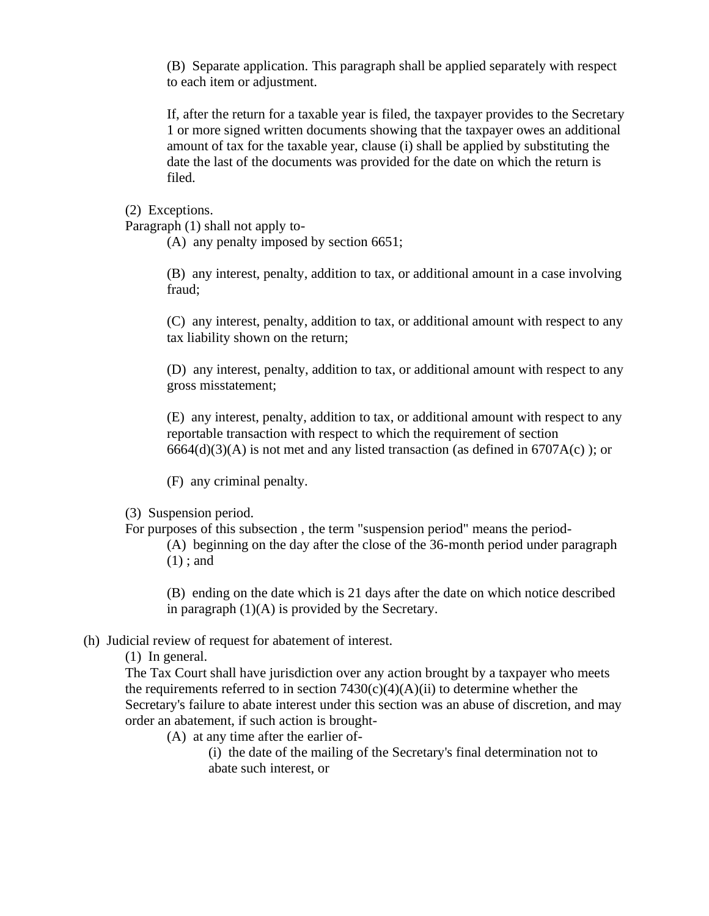(B) Separate application. This paragraph shall be applied separately with respect to each item or adjustment.

If, after the return for a taxable year is filed, the taxpayer provides to the Secretary 1 or more signed written documents showing that the taxpayer owes an additional amount of tax for the taxable year, clause (i) shall be applied by substituting the date the last of the documents was provided for the date on which the return is filed.

(2) Exceptions.

Paragraph (1) shall not apply to-

(A) any penalty imposed by section 6651;

(B) any interest, penalty, addition to tax, or additional amount in a case involving fraud;

(C) any interest, penalty, addition to tax, or additional amount with respect to any tax liability shown on the return;

(D) any interest, penalty, addition to tax, or additional amount with respect to any gross misstatement;

(E) any interest, penalty, addition to tax, or additional amount with respect to any reportable transaction with respect to which the requirement of section 6664(d)(3)(A) is not met and any listed transaction (as defined in 6707A(c) ); or

(F) any criminal penalty.

(3) Suspension period.

For purposes of this subsection , the term "suspension period" means the period-

(A) beginning on the day after the close of the 36-month period under paragraph (1) ; and

(B) ending on the date which is 21 days after the date on which notice described in paragraph (1)(A) is provided by the Secretary.

(h) Judicial review of request for abatement of interest.

(1) In general.

The Tax Court shall have jurisdiction over any action brought by a taxpayer who meets the requirements referred to in section 7430(c)(4)(A)(ii) to determine whether the Secretary's failure to abate interest under this section was an abuse of discretion, and may order an abatement, if such action is brought-

(A) at any time after the earlier of-

(i) the date of the mailing of the Secretary's final determination not to abate such interest, or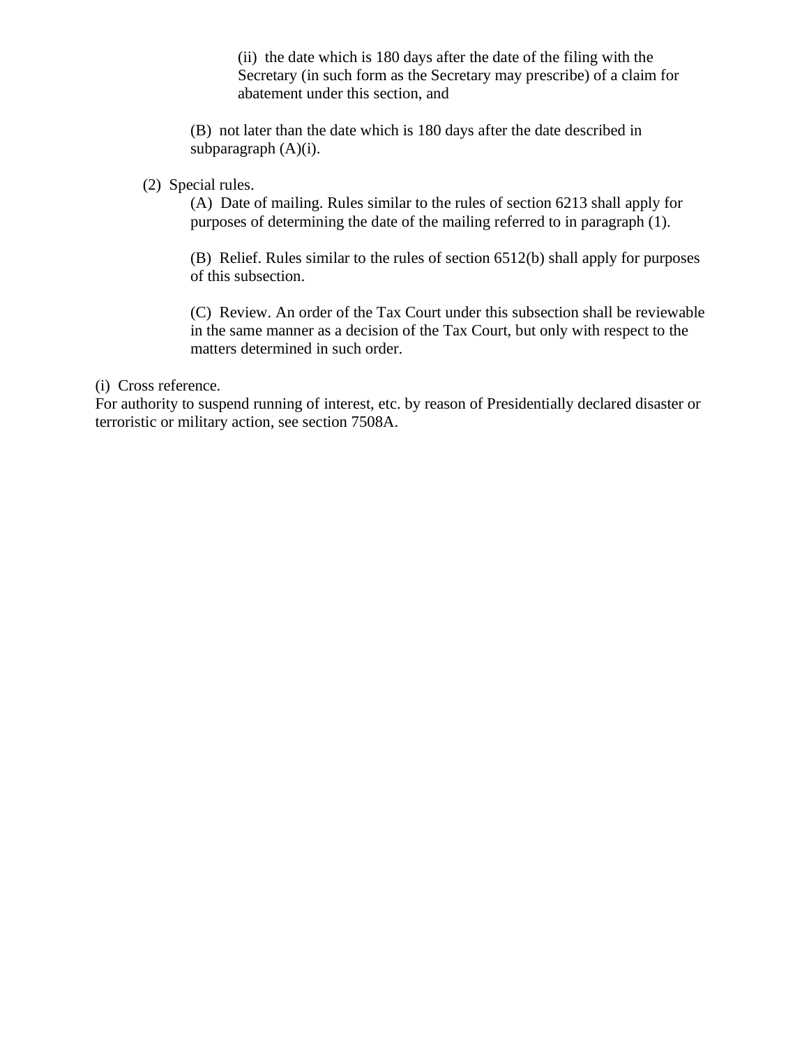(ii) the date which is 180 days after the date of the filing with the Secretary (in such form as the Secretary may prescribe) of a claim for abatement under this section, and

(B) not later than the date which is 180 days after the date described in subparagraph (A)(i).

(2) Special rules.

(A) Date of mailing. Rules similar to the rules of section 6213 shall apply for purposes of determining the date of the mailing referred to in paragraph (1).

(B) Relief. Rules similar to the rules of section 6512(b) shall apply for purposes of this subsection.

(C) Review. An order of the Tax Court under this subsection shall be reviewable in the same manner as a decision of the Tax Court, but only with respect to the matters determined in such order.

(i) Cross reference.

For authority to suspend running of interest, etc. by reason of Presidentially declared disaster or terroristic or military action, see section 7508A.